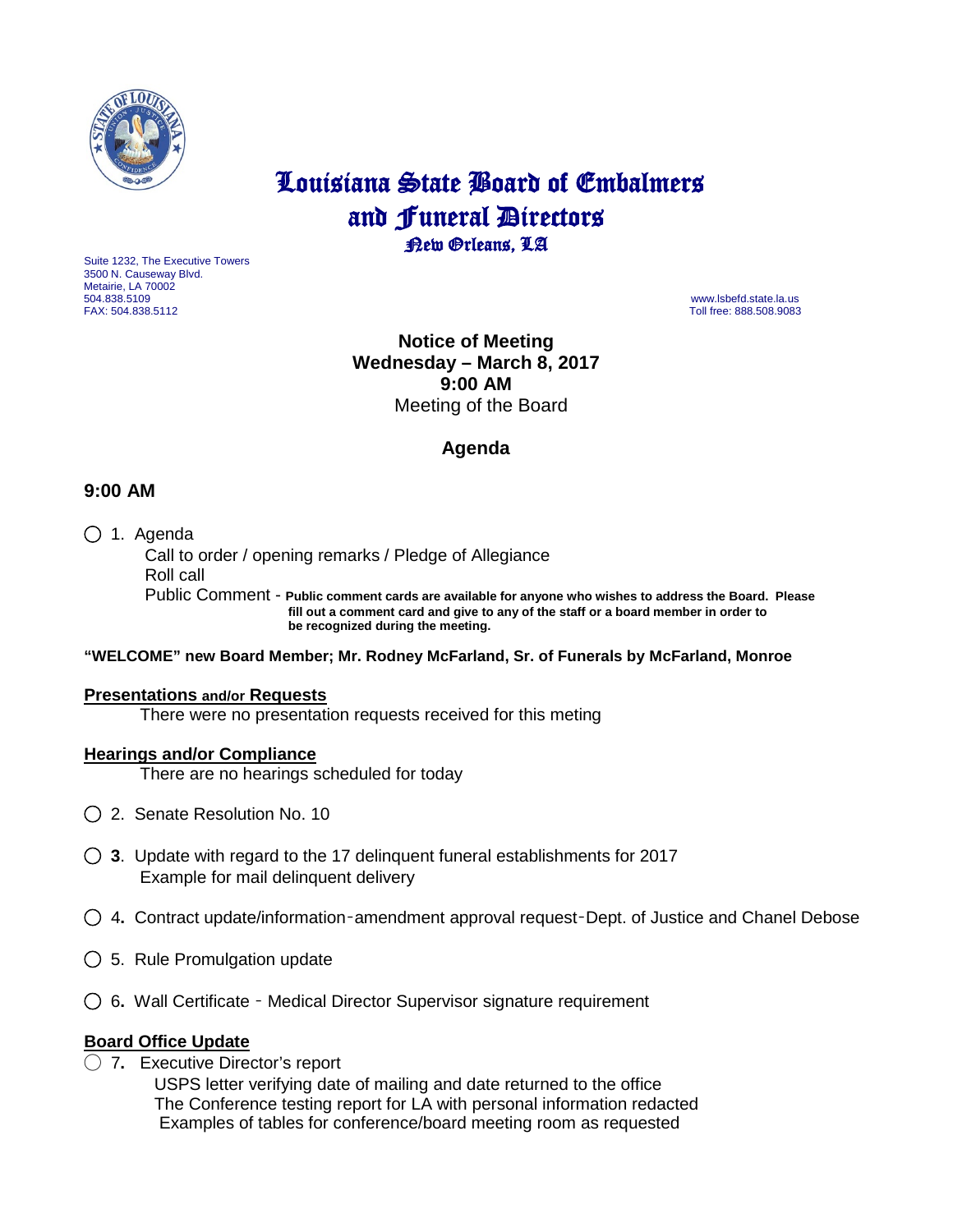# Louisiana State Board of Embalmers and Funeral Directors

New Orleans, LA

Suite 1232, The Executive Towers
3500 N. Causeway Blvd.
Metairie, LA 70002
504.838.5109
FAX: 504.838.5112

www.lsbefd.state.la.us
Toll free: 888.508.9083

**Notice of Meeting**
**Wednesday – March 8, 2017**
**9:00 AM**
Meeting of the Board

## Agenda

### 9:00 AM

◯ 1. Agenda
Call to order / opening remarks / Pledge of Allegiance
Roll call
Public Comment - **Public comment cards are available for anyone who wishes to address the Board. Please fill out a comment card and give to any of the staff or a board member in order to be recognized during the meeting.**

**"WELCOME" new Board Member; Mr. Rodney McFarland, Sr. of Funerals by McFarland, Monroe**

**Presentations and/or Requests**

There were no presentation requests received for this meting

**Hearings and/or Compliance**

There are no hearings scheduled for today

◯ 2. Senate Resolution No. 10

◯ **3**. Update with regard to the 17 delinquent funeral establishments for 2017
Example for mail delinquent delivery

◯ 4**.** Contract update/information‐amendment approval request‐Dept. of Justice and Chanel Debose

◯ 5. Rule Promulgation update

◯ 6**.** Wall Certificate ‐ Medical Director Supervisor signature requirement

**Board Office Update**

◯ 7**.** Executive Director's report
USPS letter verifying date of mailing and date returned to the office
The Conference testing report for LA with personal information redacted
Examples of tables for conference/board meeting room as requested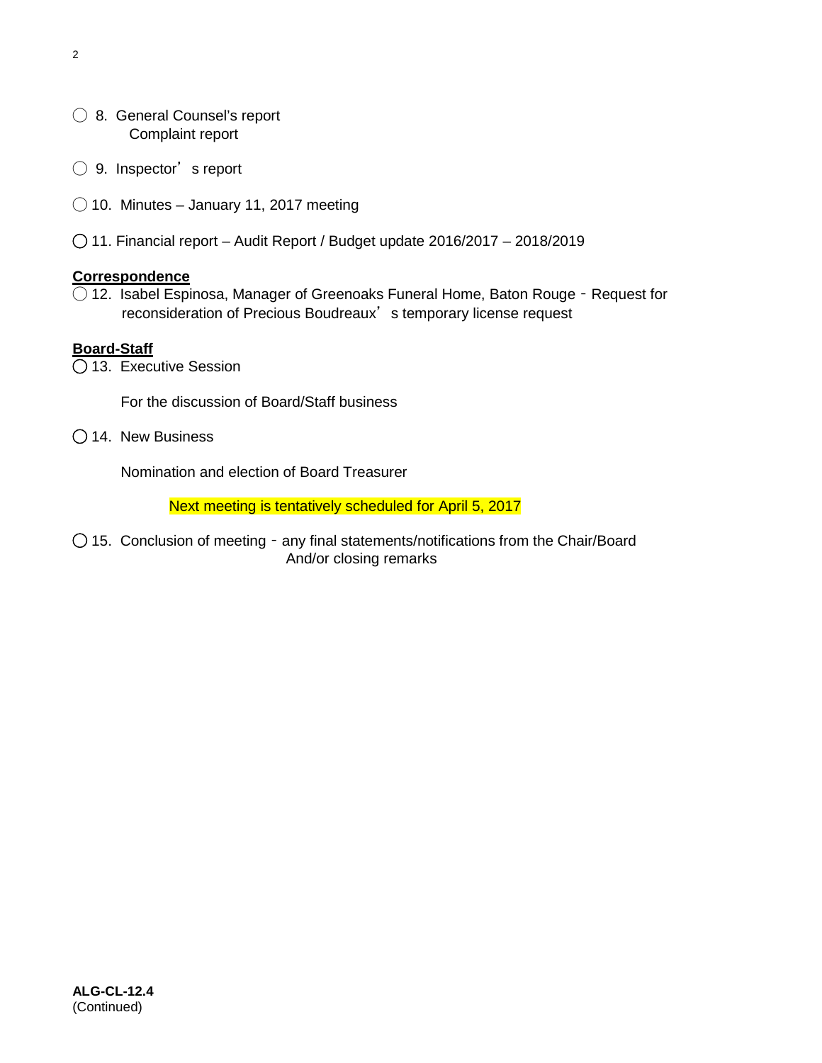◯ 8. General Counsel's report
Complaint report

◯ 9. Inspector's report

◯ 10. Minutes – January 11, 2017 meeting

◯ 11. Financial report – Audit Report / Budget update 2016/2017 – 2018/2019

**<u>Correspondence</u>**

◯ 12. Isabel Espinosa, Manager of Greenoaks Funeral Home, Baton Rouge - Request for reconsideration of Precious Boudreaux's temporary license request

**<u>Board-Staff</u>**

◯ 13. Executive Session

For the discussion of Board/Staff business

◯ 14. New Business

Nomination and election of Board Treasurer

Next meeting is tentatively scheduled for April 5, 2017

◯ 15. Conclusion of meeting - any final statements/notifications from the Chair/Board
And/or closing remarks

**ALG-CL-12.4**
(Continued)